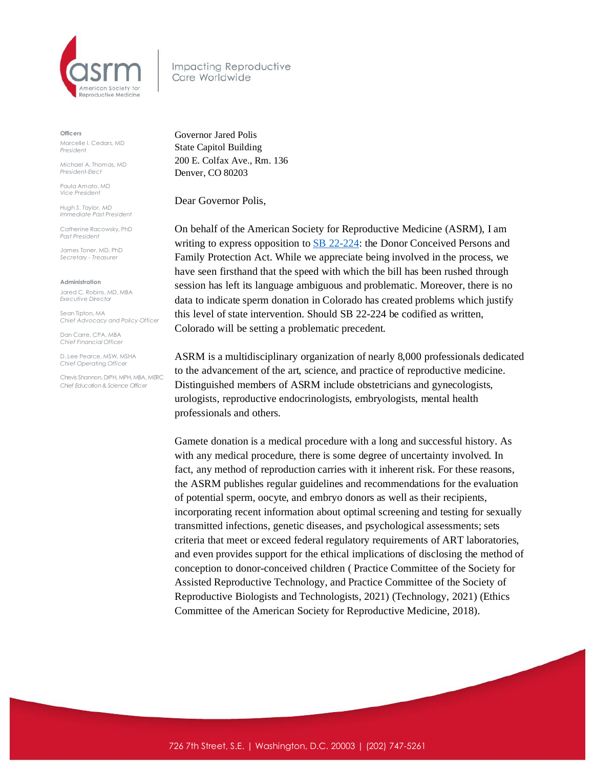asrm

American Society for Reproductive Medicine

Impacting Reproductive Care Worldwide

**Officers**

Marcelle I. Cedars, MD
*President*

Michael A. Thomas, MD
*President-Elect*

Paula Amato, MD
*Vice President*

Hugh S. Taylor, MD
*Immediate Past President*

Catherine Racowsky, PhD
*Past President*

James Toner, MD, PhD
*Secretary - Treasurer*

**Administration**

Jared C. Robins, MD, MBA
*Executive Director*

Sean Tipton, MA
*Chief Advocacy and Policy Officer*

Dan Carre, CPA, MBA
*Chief Financial Officer*

D. Lee Pearce, MSW, MSHA
*Chief Operating Officer*

Chevis Shannon, DrPH, MPH, MBA, MERC
*Chief Education & Science Officer*

Governor Jared Polis
State Capitol Building
200 E. Colfax Ave., Rm. 136
Denver, CO 80203

Dear Governor Polis,

On behalf of the American Society for Reproductive Medicine (ASRM), I am writing to express opposition to SB 22-224: the Donor Conceived Persons and Family Protection Act. While we appreciate being involved in the process, we have seen firsthand that the speed with which the bill has been rushed through session has left its language ambiguous and problematic. Moreover, there is no data to indicate sperm donation in Colorado has created problems which justify this level of state intervention. Should SB 22-224 be codified as written, Colorado will be setting a problematic precedent.

ASRM is a multidisciplinary organization of nearly 8,000 professionals dedicated to the advancement of the art, science, and practice of reproductive medicine. Distinguished members of ASRM include obstetricians and gynecologists, urologists, reproductive endocrinologists, embryologists, mental health professionals and others.

Gamete donation is a medical procedure with a long and successful history. As with any medical procedure, there is some degree of uncertainty involved. In fact, any method of reproduction carries with it inherent risk. For these reasons, the ASRM publishes regular guidelines and recommendations for the evaluation of potential sperm, oocyte, and embryo donors as well as their recipients, incorporating recent information about optimal screening and testing for sexually transmitted infections, genetic diseases, and psychological assessments; sets criteria that meet or exceed federal regulatory requirements of ART laboratories, and even provides support for the ethical implications of disclosing the method of conception to donor-conceived children ( Practice Committee of the Society for Assisted Reproductive Technology, and Practice Committee of the Society of Reproductive Biologists and Technologists, 2021) (Technology, 2021) (Ethics Committee of the American Society for Reproductive Medicine, 2018).

726 7th Street, S.E. | Washington, D.C. 20003 | (202) 747-5261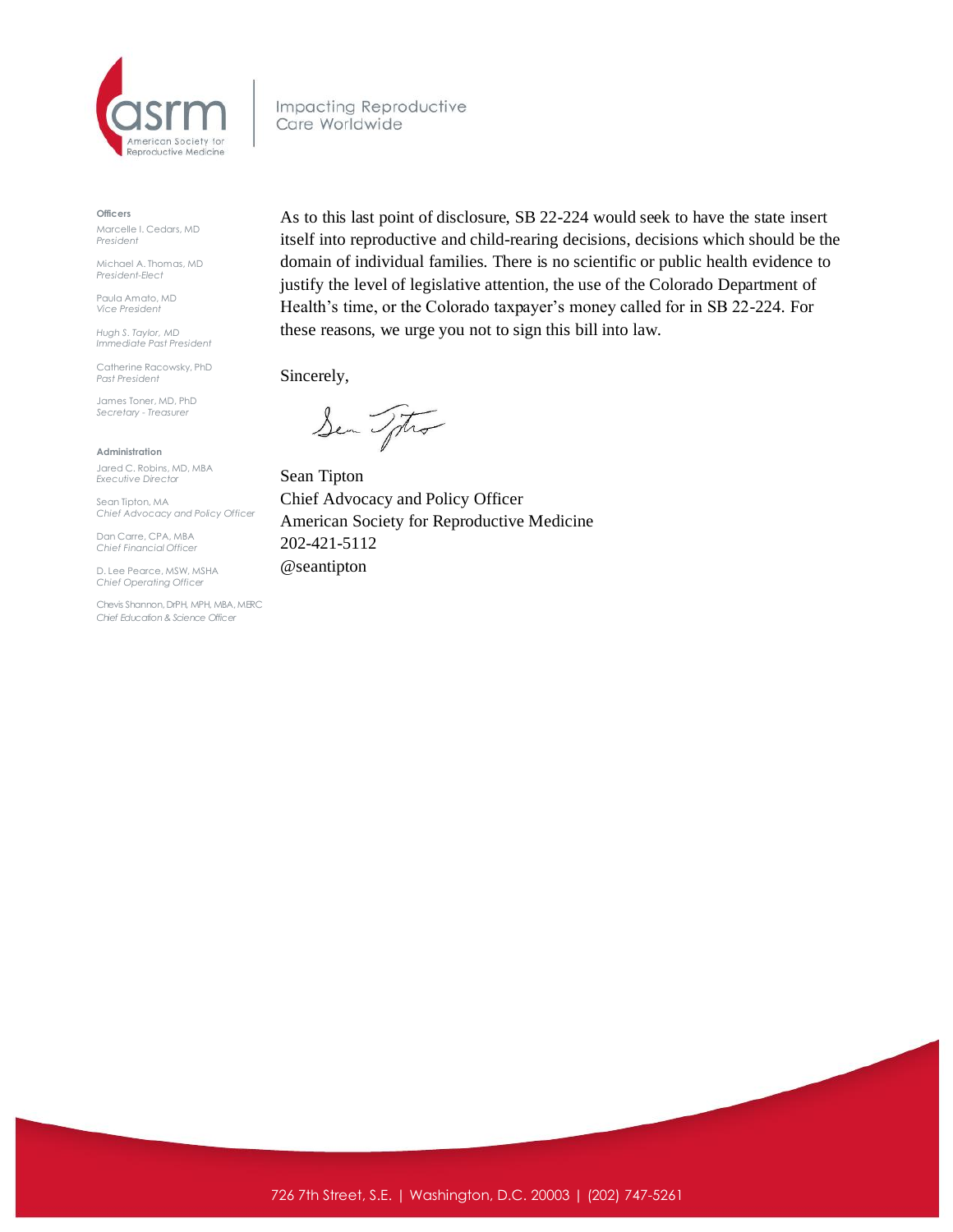As to this last point of disclosure, SB 22-224 would seek to have the state insert itself into reproductive and child-rearing decisions, decisions which should be the domain of individual families. There is no scientific or public health evidence to justify the level of legislative attention, the use of the Colorado Department of Health's time, or the Colorado taxpayer's money called for in SB 22-224. For these reasons, we urge you not to sign this bill into law.

Sincerely,

Sean Tipton
Chief Advocacy and Policy Officer
American Society for Reproductive Medicine
202-421-5112
@seantipton